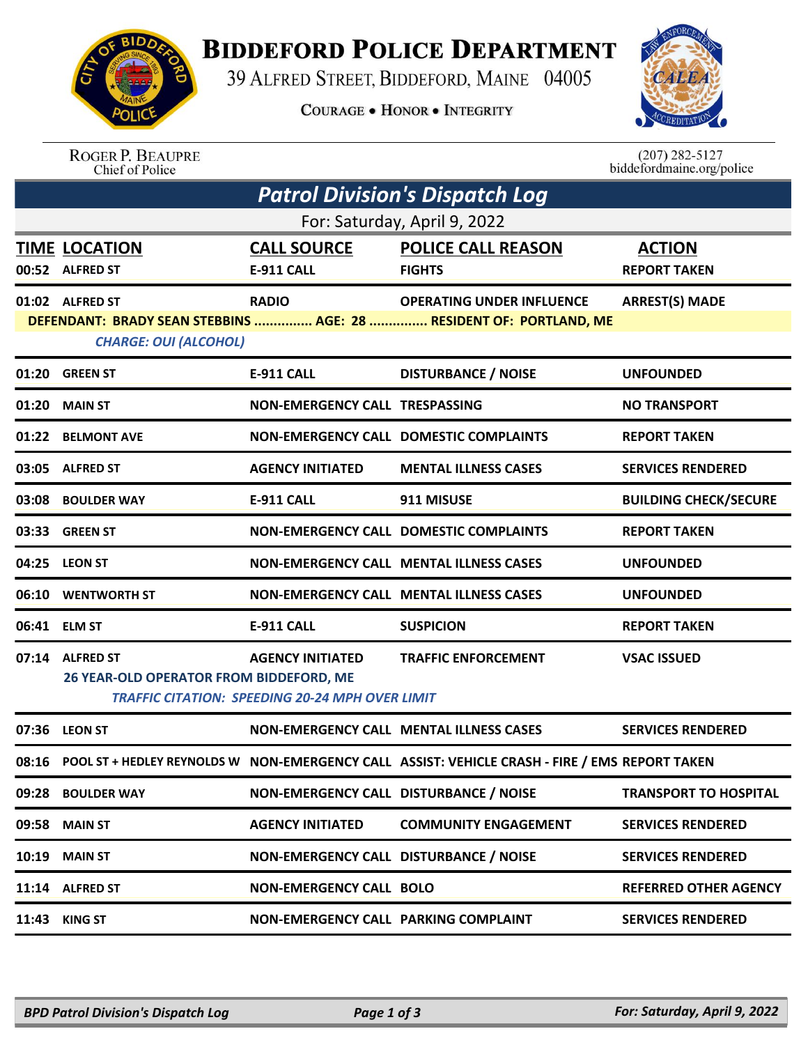# Biddeford Police Department

39 Alfred Street, Biddeford, Maine 04005

Courage • Honor • Integrity

Roger P. Beaupre
Chief of Police

(207) 282-5127
biddefordmaine.org/police

## Patrol Division's Dispatch Log

For: Saturday, April 9, 2022

| TIME | LOCATION | CALL SOURCE | POLICE CALL REASON | ACTION |
|---|---|---|---|---|
| 00:52 | ALFRED ST | E-911 CALL | FIGHTS | REPORT TAKEN |
| 01:02 | ALFRED ST | RADIO | OPERATING UNDER INFLUENCE | ARREST(S) MADE |
| | DEFENDANT: BRADY SEAN STEBBINS ............... AGE: 28 ............... RESIDENT OF: PORTLAND, ME | | | |
| | *CHARGE: OUI (ALCOHOL)* | | | |
| 01:20 | GREEN ST | E-911 CALL | DISTURBANCE / NOISE | UNFOUNDED |
| 01:20 | MAIN ST | NON-EMERGENCY CALL | TRESPASSING | NO TRANSPORT |
| 01:22 | BELMONT AVE | NON-EMERGENCY CALL | DOMESTIC COMPLAINTS | REPORT TAKEN |
| 03:05 | ALFRED ST | AGENCY INITIATED | MENTAL ILLNESS CASES | SERVICES RENDERED |
| 03:08 | BOULDER WAY | E-911 CALL | 911 MISUSE | BUILDING CHECK/SECURE |
| 03:33 | GREEN ST | NON-EMERGENCY CALL | DOMESTIC COMPLAINTS | REPORT TAKEN |
| 04:25 | LEON ST | NON-EMERGENCY CALL | MENTAL ILLNESS CASES | UNFOUNDED |
| 06:10 | WENTWORTH ST | NON-EMERGENCY CALL | MENTAL ILLNESS CASES | UNFOUNDED |
| 06:41 | ELM ST | E-911 CALL | SUSPICION | REPORT TAKEN |
| 07:14 | ALFRED ST | AGENCY INITIATED | TRAFFIC ENFORCEMENT | VSAC ISSUED |
| | 26 YEAR-OLD OPERATOR FROM BIDDEFORD, ME | | | |
| | *TRAFFIC CITATION: SPEEDING 20-24 MPH OVER LIMIT* | | | |
| 07:36 | LEON ST | NON-EMERGENCY CALL | MENTAL ILLNESS CASES | SERVICES RENDERED |
| 08:16 | POOL ST + HEDLEY REYNOLDS W | NON-EMERGENCY CALL | ASSIST: VEHICLE CRASH - FIRE / EMS | REPORT TAKEN |
| 09:28 | BOULDER WAY | NON-EMERGENCY CALL | DISTURBANCE / NOISE | TRANSPORT TO HOSPITAL |
| 09:58 | MAIN ST | AGENCY INITIATED | COMMUNITY ENGAGEMENT | SERVICES RENDERED |
| 10:19 | MAIN ST | NON-EMERGENCY CALL | DISTURBANCE / NOISE | SERVICES RENDERED |
| 11:14 | ALFRED ST | NON-EMERGENCY CALL | BOLO | REFERRED OTHER AGENCY |
| 11:43 | KING ST | NON-EMERGENCY CALL | PARKING COMPLAINT | SERVICES RENDERED |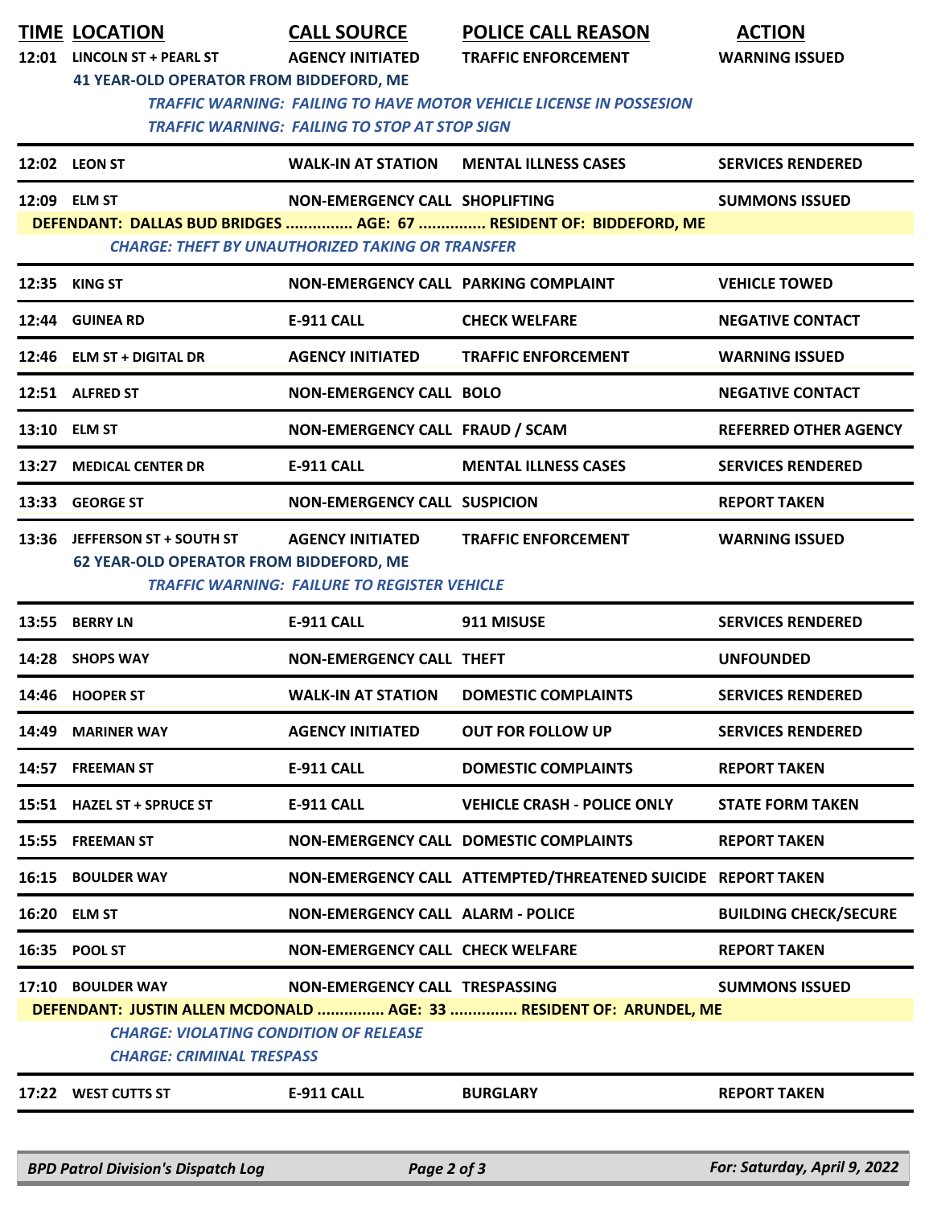| TIME | LOCATION | CALL SOURCE | POLICE CALL REASON | ACTION |
|---|---|---|---|---|
| 12:01 | LINCOLN ST + PEARL ST | AGENCY INITIATED | TRAFFIC ENFORCEMENT | WARNING ISSUED |
| | 41 YEAR-OLD OPERATOR FROM BIDDEFORD, ME | | | |
| | *TRAFFIC WARNING: FAILING TO HAVE MOTOR VEHICLE LICENSE IN POSSESION* | | | |
| | *TRAFFIC WARNING: FAILING TO STOP AT STOP SIGN* | | | |
| 12:02 | LEON ST | WALK-IN AT STATION | MENTAL ILLNESS CASES | SERVICES RENDERED |
| 12:09 | ELM ST | NON-EMERGENCY CALL | SHOPLIFTING | SUMMONS ISSUED |
| | DEFENDANT: DALLAS BUD BRIDGES ............... AGE: 67 ............... RESIDENT OF: BIDDEFORD, ME | | | |
| | *CHARGE: THEFT BY UNAUTHORIZED TAKING OR TRANSFER* | | | |
| 12:35 | KING ST | NON-EMERGENCY CALL | PARKING COMPLAINT | VEHICLE TOWED |
| 12:44 | GUINEA RD | E-911 CALL | CHECK WELFARE | NEGATIVE CONTACT |
| 12:46 | ELM ST + DIGITAL DR | AGENCY INITIATED | TRAFFIC ENFORCEMENT | WARNING ISSUED |
| 12:51 | ALFRED ST | NON-EMERGENCY CALL | BOLO | NEGATIVE CONTACT |
| 13:10 | ELM ST | NON-EMERGENCY CALL | FRAUD / SCAM | REFERRED OTHER AGENCY |
| 13:27 | MEDICAL CENTER DR | E-911 CALL | MENTAL ILLNESS CASES | SERVICES RENDERED |
| 13:33 | GEORGE ST | NON-EMERGENCY CALL | SUSPICION | REPORT TAKEN |
| 13:36 | JEFFERSON ST + SOUTH ST | AGENCY INITIATED | TRAFFIC ENFORCEMENT | WARNING ISSUED |
| | 62 YEAR-OLD OPERATOR FROM BIDDEFORD, ME | | | |
| | *TRAFFIC WARNING: FAILURE TO REGISTER VEHICLE* | | | |
| 13:55 | BERRY LN | E-911 CALL | 911 MISUSE | SERVICES RENDERED |
| 14:28 | SHOPS WAY | NON-EMERGENCY CALL | THEFT | UNFOUNDED |
| 14:46 | HOOPER ST | WALK-IN AT STATION | DOMESTIC COMPLAINTS | SERVICES RENDERED |
| 14:49 | MARINER WAY | AGENCY INITIATED | OUT FOR FOLLOW UP | SERVICES RENDERED |
| 14:57 | FREEMAN ST | E-911 CALL | DOMESTIC COMPLAINTS | REPORT TAKEN |
| 15:51 | HAZEL ST + SPRUCE ST | E-911 CALL | VEHICLE CRASH - POLICE ONLY | STATE FORM TAKEN |
| 15:55 | FREEMAN ST | NON-EMERGENCY CALL | DOMESTIC COMPLAINTS | REPORT TAKEN |
| 16:15 | BOULDER WAY | NON-EMERGENCY CALL | ATTEMPTED/THREATENED SUICIDE | REPORT TAKEN |
| 16:20 | ELM ST | NON-EMERGENCY CALL | ALARM - POLICE | BUILDING CHECK/SECURE |
| 16:35 | POOL ST | NON-EMERGENCY CALL | CHECK WELFARE | REPORT TAKEN |
| 17:10 | BOULDER WAY | NON-EMERGENCY CALL | TRESPASSING | SUMMONS ISSUED |
| | DEFENDANT: JUSTIN ALLEN MCDONALD ............... AGE: 33 ............... RESIDENT OF: ARUNDEL, ME | | | |
| | *CHARGE: VIOLATING CONDITION OF RELEASE* | | | |
| | *CHARGE: CRIMINAL TRESPASS* | | | |
| 17:22 | WEST CUTTS ST | E-911 CALL | BURGLARY | REPORT TAKEN |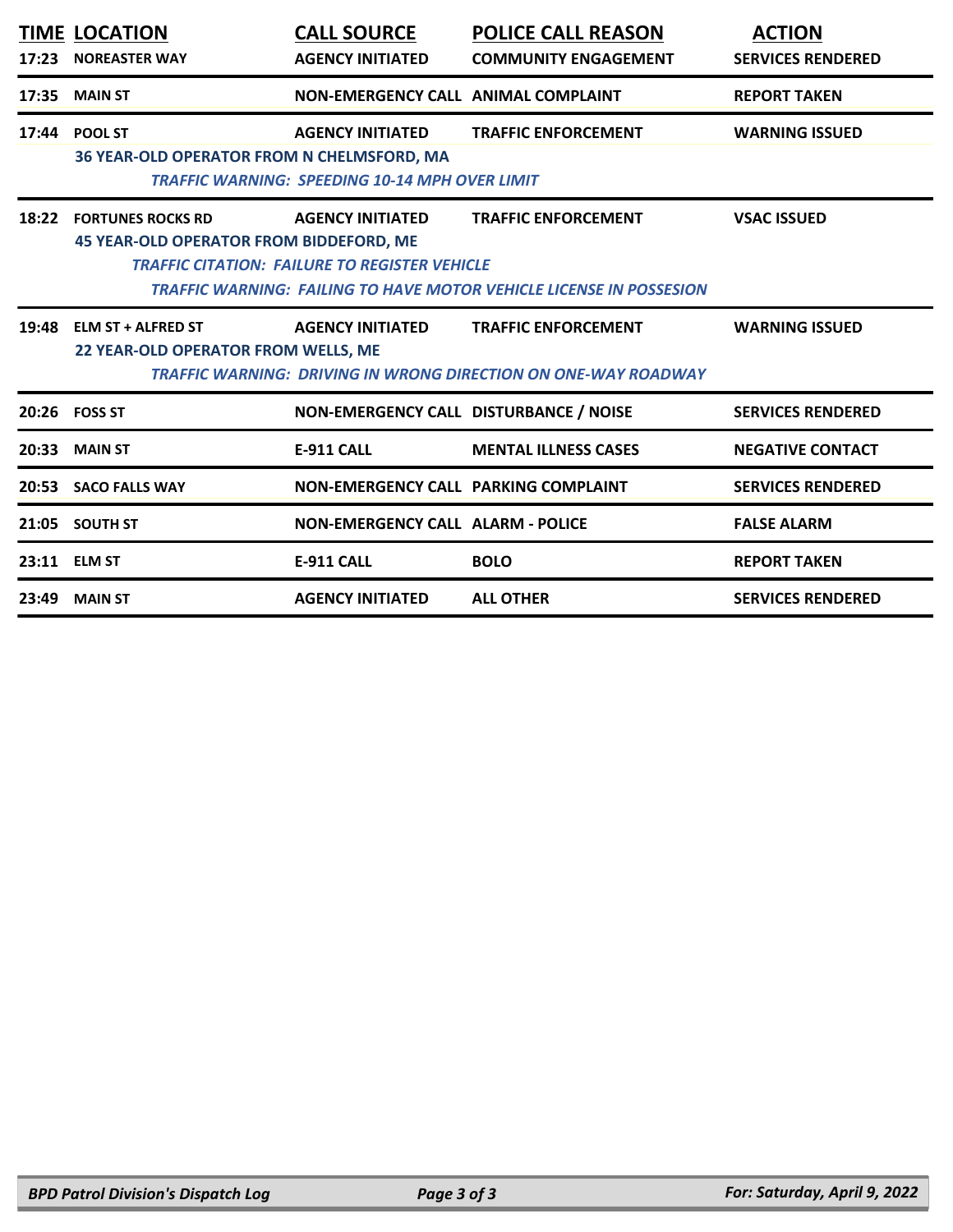| TIME | LOCATION | CALL SOURCE | POLICE CALL REASON | ACTION |
|---|---|---|---|---|
| 17:23 | NOREASTER WAY | AGENCY INITIATED | COMMUNITY ENGAGEMENT | SERVICES RENDERED |
| 17:35 | MAIN ST | NON-EMERGENCY CALL | ANIMAL COMPLAINT | REPORT TAKEN |
| 17:44 | POOL ST | AGENCY INITIATED | TRAFFIC ENFORCEMENT | WARNING ISSUED |
| | 36 YEAR-OLD OPERATOR FROM N CHELMSFORD, MA<br>*TRAFFIC WARNING: SPEEDING 10-14 MPH OVER LIMIT* | | | |
| 18:22 | FORTUNES ROCKS RD | AGENCY INITIATED | TRAFFIC ENFORCEMENT | VSAC ISSUED |
| | 45 YEAR-OLD OPERATOR FROM BIDDEFORD, ME<br>*TRAFFIC CITATION: FAILURE TO REGISTER VEHICLE*<br>*TRAFFIC WARNING: FAILING TO HAVE MOTOR VEHICLE LICENSE IN POSSESION* | | | |
| 19:48 | ELM ST + ALFRED ST | AGENCY INITIATED | TRAFFIC ENFORCEMENT | WARNING ISSUED |
| | 22 YEAR-OLD OPERATOR FROM WELLS, ME<br>*TRAFFIC WARNING: DRIVING IN WRONG DIRECTION ON ONE-WAY ROADWAY* | | | |
| 20:26 | FOSS ST | NON-EMERGENCY CALL | DISTURBANCE / NOISE | SERVICES RENDERED |
| 20:33 | MAIN ST | E-911 CALL | MENTAL ILLNESS CASES | NEGATIVE CONTACT |
| 20:53 | SACO FALLS WAY | NON-EMERGENCY CALL | PARKING COMPLAINT | SERVICES RENDERED |
| 21:05 | SOUTH ST | NON-EMERGENCY CALL | ALARM - POLICE | FALSE ALARM |
| 23:11 | ELM ST | E-911 CALL | BOLO | REPORT TAKEN |
| 23:49 | MAIN ST | AGENCY INITIATED | ALL OTHER | SERVICES RENDERED |